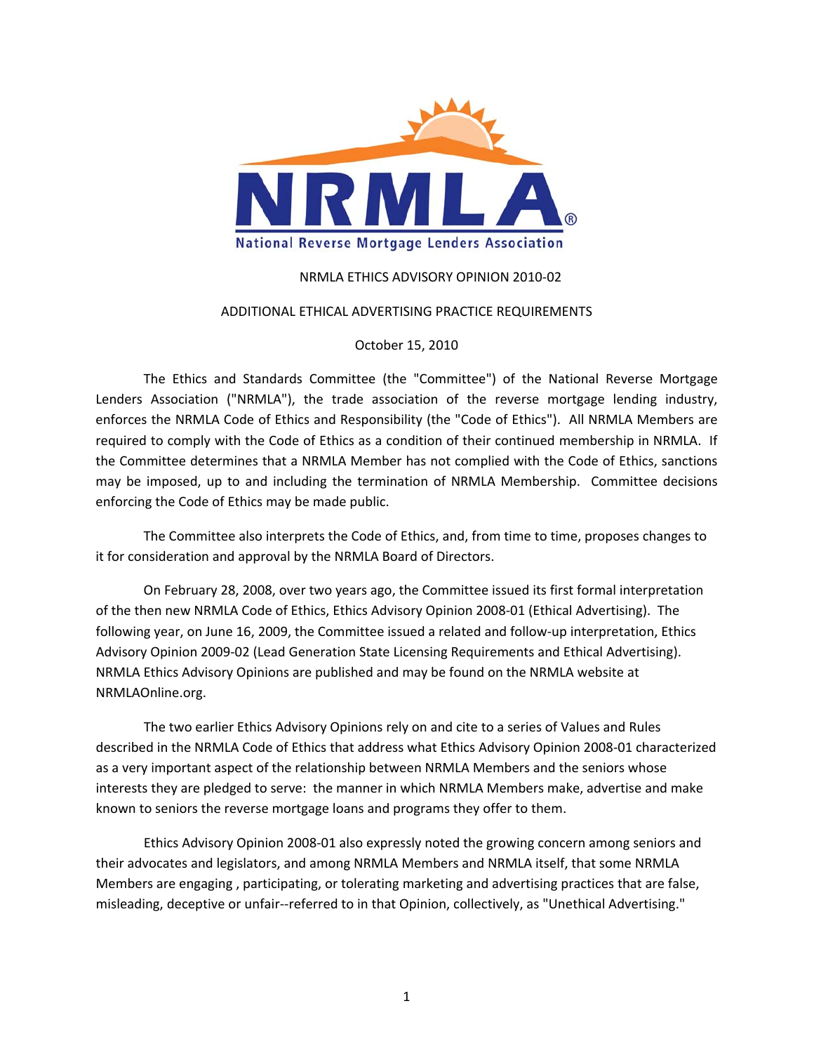NRMLA

National Reverse Mortgage Lenders Association

# NRMLA ETHICS ADVISORY OPINION 2010-02

## ADDITIONAL ETHICAL ADVERTISING PRACTICE REQUIREMENTS

October 15, 2010

The Ethics and Standards Committee (the "Committee") of the National Reverse Mortgage Lenders Association ("NRMLA"), the trade association of the reverse mortgage lending industry, enforces the NRMLA Code of Ethics and Responsibility (the "Code of Ethics"). All NRMLA Members are required to comply with the Code of Ethics as a condition of their continued membership in NRMLA. If the Committee determines that a NRMLA Member has not complied with the Code of Ethics, sanctions may be imposed, up to and including the termination of NRMLA Membership. Committee decisions enforcing the Code of Ethics may be made public.

The Committee also interprets the Code of Ethics, and, from time to time, proposes changes to it for consideration and approval by the NRMLA Board of Directors.

On February 28, 2008, over two years ago, the Committee issued its first formal interpretation of the then new NRMLA Code of Ethics, Ethics Advisory Opinion 2008-01 (Ethical Advertising). The following year, on June 16, 2009, the Committee issued a related and follow-up interpretation, Ethics Advisory Opinion 2009-02 (Lead Generation State Licensing Requirements and Ethical Advertising). NRMLA Ethics Advisory Opinions are published and may be found on the NRMLA website at NRMLAOnline.org.

The two earlier Ethics Advisory Opinions rely on and cite to a series of Values and Rules described in the NRMLA Code of Ethics that address what Ethics Advisory Opinion 2008-01 characterized as a very important aspect of the relationship between NRMLA Members and the seniors whose interests they are pledged to serve: the manner in which NRMLA Members make, advertise and make known to seniors the reverse mortgage loans and programs they offer to them.

Ethics Advisory Opinion 2008-01 also expressly noted the growing concern among seniors and their advocates and legislators, and among NRMLA Members and NRMLA itself, that some NRMLA Members are engaging , participating, or tolerating marketing and advertising practices that are false, misleading, deceptive or unfair--referred to in that Opinion, collectively, as "Unethical Advertising."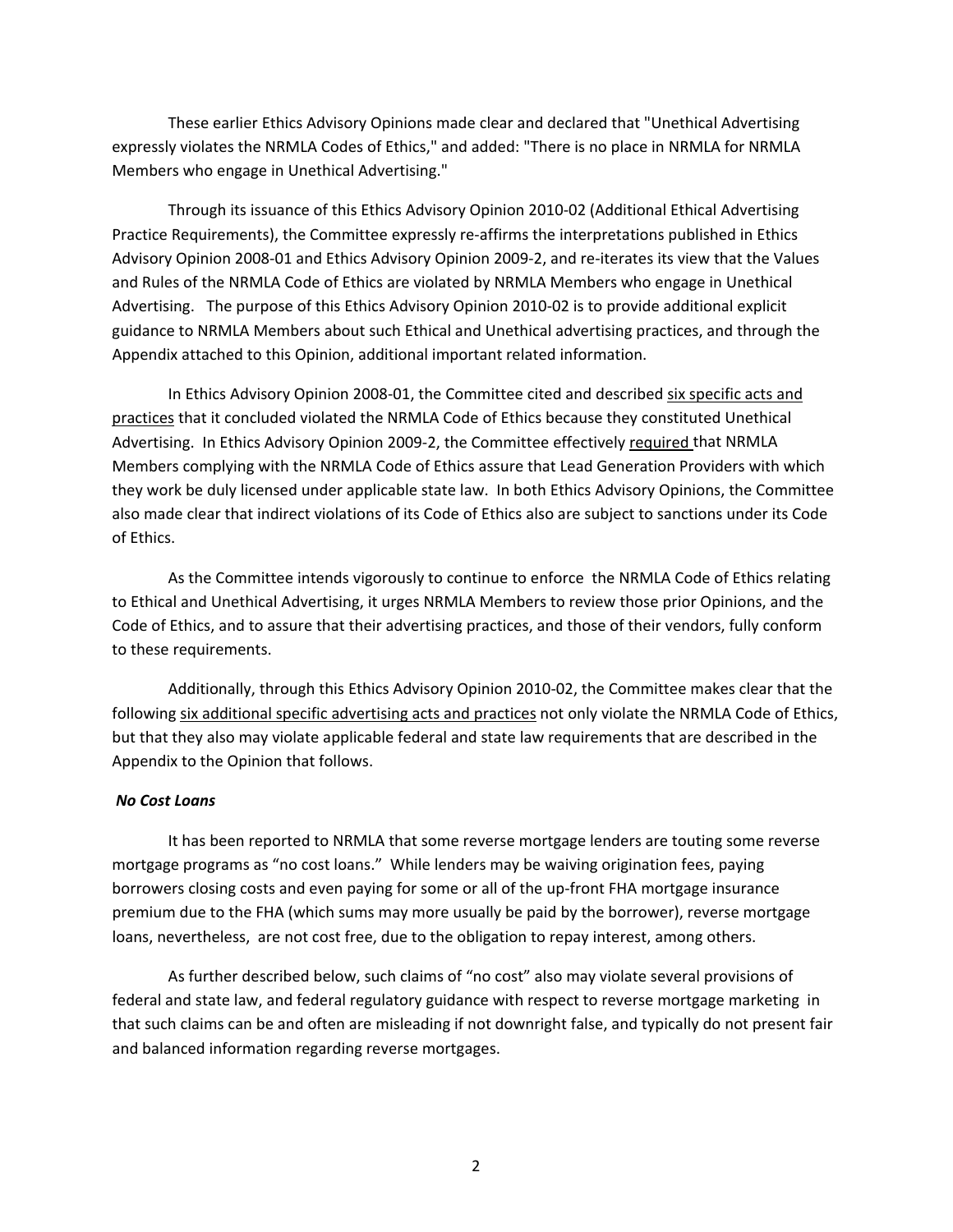These earlier Ethics Advisory Opinions made clear and declared that "Unethical Advertising expressly violates the NRMLA Codes of Ethics," and added: "There is no place in NRMLA for NRMLA Members who engage in Unethical Advertising."

Through its issuance of this Ethics Advisory Opinion 2010-02 (Additional Ethical Advertising Practice Requirements), the Committee expressly re-affirms the interpretations published in Ethics Advisory Opinion 2008-01 and Ethics Advisory Opinion 2009-2, and re-iterates its view that the Values and Rules of the NRMLA Code of Ethics are violated by NRMLA Members who engage in Unethical Advertising. The purpose of this Ethics Advisory Opinion 2010-02 is to provide additional explicit guidance to NRMLA Members about such Ethical and Unethical advertising practices, and through the Appendix attached to this Opinion, additional important related information.

In Ethics Advisory Opinion 2008-01, the Committee cited and described <u>six specific acts and practices</u> that it concluded violated the NRMLA Code of Ethics because they constituted Unethical Advertising. In Ethics Advisory Opinion 2009-2, the Committee effectively <u>required</u> that NRMLA Members complying with the NRMLA Code of Ethics assure that Lead Generation Providers with which they work be duly licensed under applicable state law. In both Ethics Advisory Opinions, the Committee also made clear that indirect violations of its Code of Ethics also are subject to sanctions under its Code of Ethics.

As the Committee intends vigorously to continue to enforce the NRMLA Code of Ethics relating to Ethical and Unethical Advertising, it urges NRMLA Members to review those prior Opinions, and the Code of Ethics, and to assure that their advertising practices, and those of their vendors, fully conform to these requirements.

Additionally, through this Ethics Advisory Opinion 2010-02, the Committee makes clear that the following <u>six additional specific advertising acts and practices</u> not only violate the NRMLA Code of Ethics, but that they also may violate applicable federal and state law requirements that are described in the Appendix to the Opinion that follows.

***No Cost Loans***

It has been reported to NRMLA that some reverse mortgage lenders are touting some reverse mortgage programs as "no cost loans." While lenders may be waiving origination fees, paying borrowers closing costs and even paying for some or all of the up-front FHA mortgage insurance premium due to the FHA (which sums may more usually be paid by the borrower), reverse mortgage loans, nevertheless, are not cost free, due to the obligation to repay interest, among others.

As further described below, such claims of "no cost" also may violate several provisions of federal and state law, and federal regulatory guidance with respect to reverse mortgage marketing in that such claims can be and often are misleading if not downright false, and typically do not present fair and balanced information regarding reverse mortgages.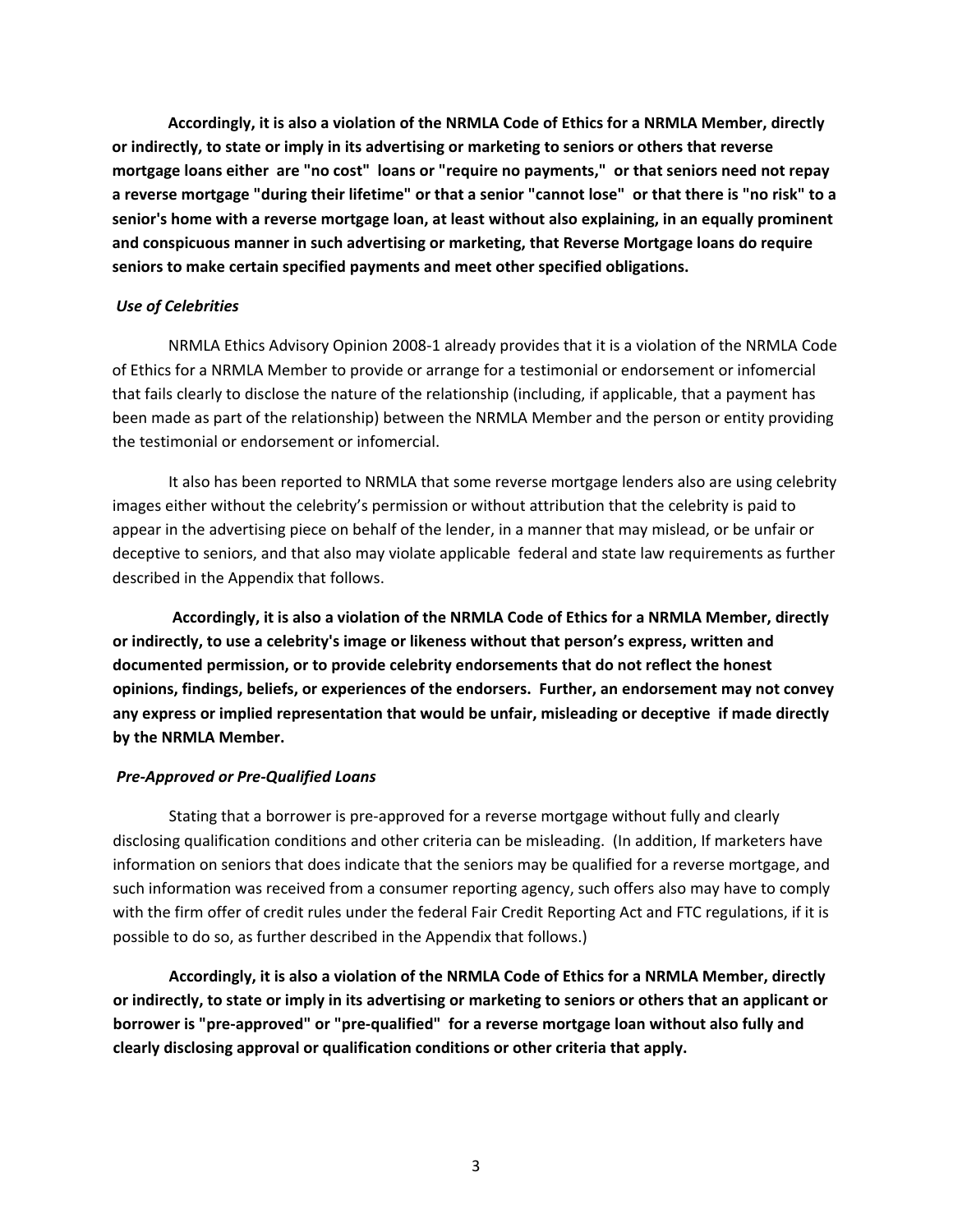**Accordingly, it is also a violation of the NRMLA Code of Ethics for a NRMLA Member, directly or indirectly, to state or imply in its advertising or marketing to seniors or others that reverse mortgage loans either are "no cost" loans or "require no payments," or that seniors need not repay a reverse mortgage "during their lifetime" or that a senior "cannot lose" or that there is "no risk" to a senior's home with a reverse mortgage loan, at least without also explaining, in an equally prominent and conspicuous manner in such advertising or marketing, that Reverse Mortgage loans do require seniors to make certain specified payments and meet other specified obligations.**

***Use of Celebrities***

NRMLA Ethics Advisory Opinion 2008-1 already provides that it is a violation of the NRMLA Code of Ethics for a NRMLA Member to provide or arrange for a testimonial or endorsement or infomercial that fails clearly to disclose the nature of the relationship (including, if applicable, that a payment has been made as part of the relationship) between the NRMLA Member and the person or entity providing the testimonial or endorsement or infomercial.

It also has been reported to NRMLA that some reverse mortgage lenders also are using celebrity images either without the celebrity's permission or without attribution that the celebrity is paid to appear in the advertising piece on behalf of the lender, in a manner that may mislead, or be unfair or deceptive to seniors, and that also may violate applicable federal and state law requirements as further described in the Appendix that follows.

**Accordingly, it is also a violation of the NRMLA Code of Ethics for a NRMLA Member, directly or indirectly, to use a celebrity's image or likeness without that person's express, written and documented permission, or to provide celebrity endorsements that do not reflect the honest opinions, findings, beliefs, or experiences of the endorsers. Further, an endorsement may not convey any express or implied representation that would be unfair, misleading or deceptive if made directly by the NRMLA Member.**

***Pre-Approved or Pre-Qualified Loans***

Stating that a borrower is pre-approved for a reverse mortgage without fully and clearly disclosing qualification conditions and other criteria can be misleading. (In addition, If marketers have information on seniors that does indicate that the seniors may be qualified for a reverse mortgage, and such information was received from a consumer reporting agency, such offers also may have to comply with the firm offer of credit rules under the federal Fair Credit Reporting Act and FTC regulations, if it is possible to do so, as further described in the Appendix that follows.)

**Accordingly, it is also a violation of the NRMLA Code of Ethics for a NRMLA Member, directly or indirectly, to state or imply in its advertising or marketing to seniors or others that an applicant or borrower is "pre-approved" or "pre-qualified" for a reverse mortgage loan without also fully and clearly disclosing approval or qualification conditions or other criteria that apply.**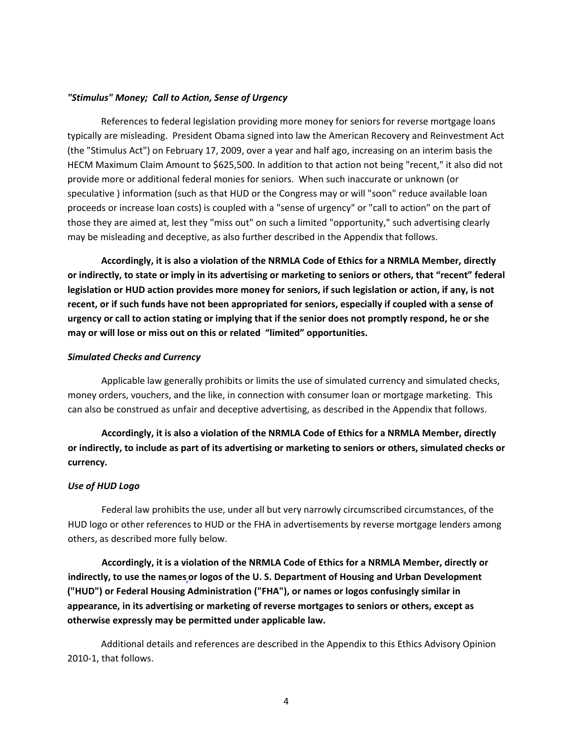### *"Stimulus" Money; Call to Action, Sense of Urgency*

References to federal legislation providing more money for seniors for reverse mortgage loans typically are misleading. President Obama signed into law the American Recovery and Reinvestment Act (the "Stimulus Act") on February 17, 2009, over a year and half ago, increasing on an interim basis the HECM Maximum Claim Amount to $625,500. In addition to that action not being "recent," it also did not provide more or additional federal monies for seniors. When such inaccurate or unknown (or speculative ) information (such as that HUD or the Congress may or will "soon" reduce available loan proceeds or increase loan costs) is coupled with a "sense of urgency" or "call to action" on the part of those they are aimed at, lest they "miss out" on such a limited "opportunity," such advertising clearly may be misleading and deceptive, as also further described in the Appendix that follows.

**Accordingly, it is also a violation of the NRMLA Code of Ethics for a NRMLA Member, directly or indirectly, to state or imply in its advertising or marketing to seniors or others, that "recent" federal legislation or HUD action provides more money for seniors, if such legislation or action, if any, is not recent, or if such funds have not been appropriated for seniors, especially if coupled with a sense of urgency or call to action stating or implying that if the senior does not promptly respond, he or she may or will lose or miss out on this or related "limited" opportunities.**

### *Simulated Checks and Currency*

Applicable law generally prohibits or limits the use of simulated currency and simulated checks, money orders, vouchers, and the like, in connection with consumer loan or mortgage marketing. This can also be construed as unfair and deceptive advertising, as described in the Appendix that follows.

**Accordingly, it is also a violation of the NRMLA Code of Ethics for a NRMLA Member, directly or indirectly, to include as part of its advertising or marketing to seniors or others, simulated checks or currency.**

### *Use of HUD Logo*

Federal law prohibits the use, under all but very narrowly circumscribed circumstances, of the HUD logo or other references to HUD or the FHA in advertisements by reverse mortgage lenders among others, as described more fully below.

**Accordingly, it is a violation of the NRMLA Code of Ethics for a NRMLA Member, directly or indirectly, to use the names or logos of the U. S. Department of Housing and Urban Development ("HUD") or Federal Housing Administration ("FHA"), or names or logos confusingly similar in appearance, in its advertising or marketing of reverse mortgages to seniors or others, except as otherwise expressly may be permitted under applicable law.**

Additional details and references are described in the Appendix to this Ethics Advisory Opinion 2010-1, that follows.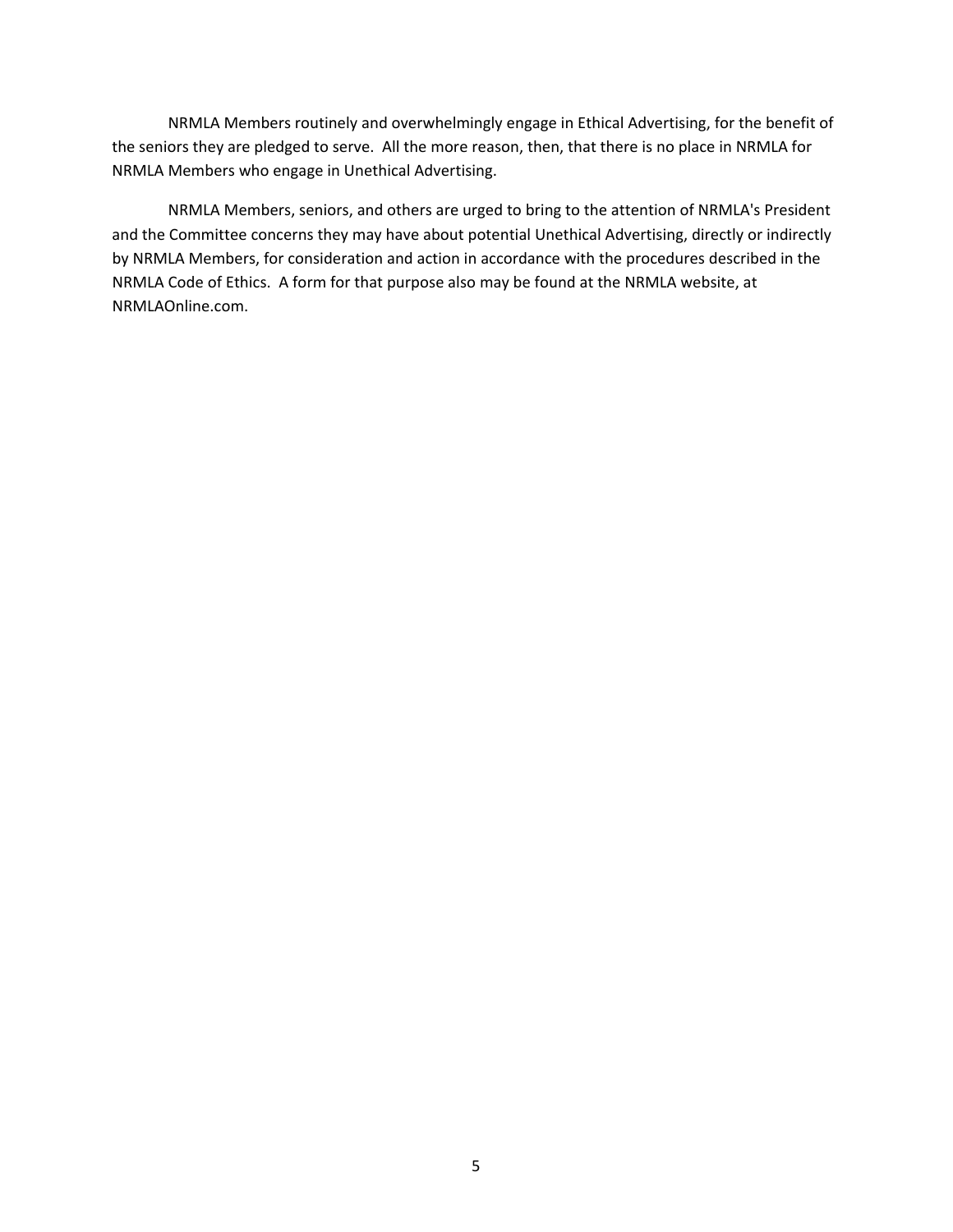NRMLA Members routinely and overwhelmingly engage in Ethical Advertising, for the benefit of the seniors they are pledged to serve. All the more reason, then, that there is no place in NRMLA for NRMLA Members who engage in Unethical Advertising.

NRMLA Members, seniors, and others are urged to bring to the attention of NRMLA's President and the Committee concerns they may have about potential Unethical Advertising, directly or indirectly by NRMLA Members, for consideration and action in accordance with the procedures described in the NRMLA Code of Ethics. A form for that purpose also may be found at the NRMLA website, at NRMLAOnline.com.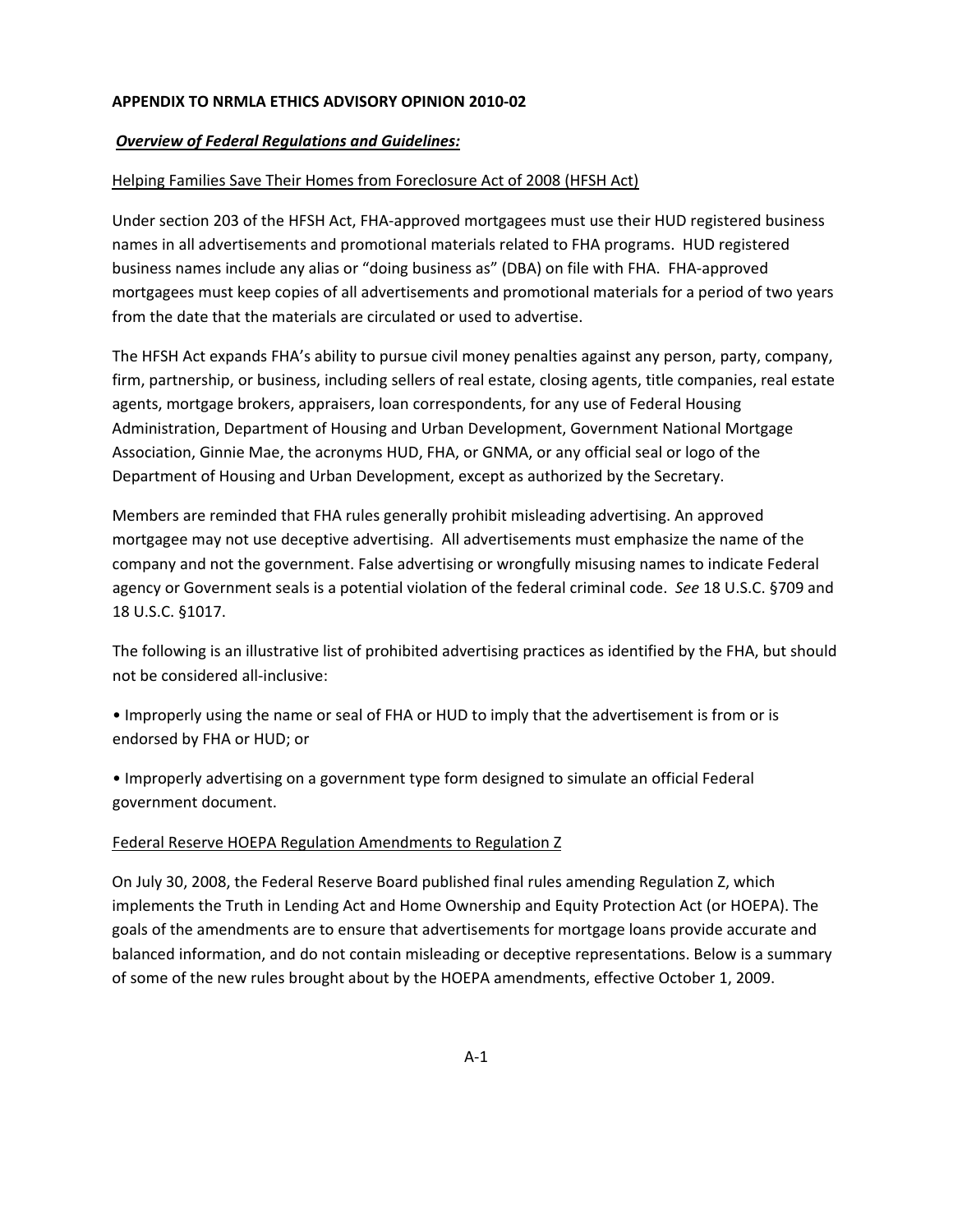**APPENDIX TO NRMLA ETHICS ADVISORY OPINION 2010-02**

***<u>Overview of Federal Regulations and Guidelines:</u>***

<u>Helping Families Save Their Homes from Foreclosure Act of 2008 (HFSH Act)</u>

Under section 203 of the HFSH Act, FHA-approved mortgagees must use their HUD registered business names in all advertisements and promotional materials related to FHA programs. HUD registered business names include any alias or "doing business as" (DBA) on file with FHA. FHA-approved mortgagees must keep copies of all advertisements and promotional materials for a period of two years from the date that the materials are circulated or used to advertise.

The HFSH Act expands FHA's ability to pursue civil money penalties against any person, party, company, firm, partnership, or business, including sellers of real estate, closing agents, title companies, real estate agents, mortgage brokers, appraisers, loan correspondents, for any use of Federal Housing Administration, Department of Housing and Urban Development, Government National Mortgage Association, Ginnie Mae, the acronyms HUD, FHA, or GNMA, or any official seal or logo of the Department of Housing and Urban Development, except as authorized by the Secretary.

Members are reminded that FHA rules generally prohibit misleading advertising. An approved mortgagee may not use deceptive advertising. All advertisements must emphasize the name of the company and not the government. False advertising or wrongfully misusing names to indicate Federal agency or Government seals is a potential violation of the federal criminal code. *See* 18 U.S.C. §709 and 18 U.S.C. §1017.

The following is an illustrative list of prohibited advertising practices as identified by the FHA, but should not be considered all-inclusive:

- Improperly using the name or seal of FHA or HUD to imply that the advertisement is from or is endorsed by FHA or HUD; or

- Improperly advertising on a government type form designed to simulate an official Federal government document.

<u>Federal Reserve HOEPA Regulation Amendments to Regulation Z</u>

On July 30, 2008, the Federal Reserve Board published final rules amending Regulation Z, which implements the Truth in Lending Act and Home Ownership and Equity Protection Act (or HOEPA). The goals of the amendments are to ensure that advertisements for mortgage loans provide accurate and balanced information, and do not contain misleading or deceptive representations. Below is a summary of some of the new rules brought about by the HOEPA amendments, effective October 1, 2009.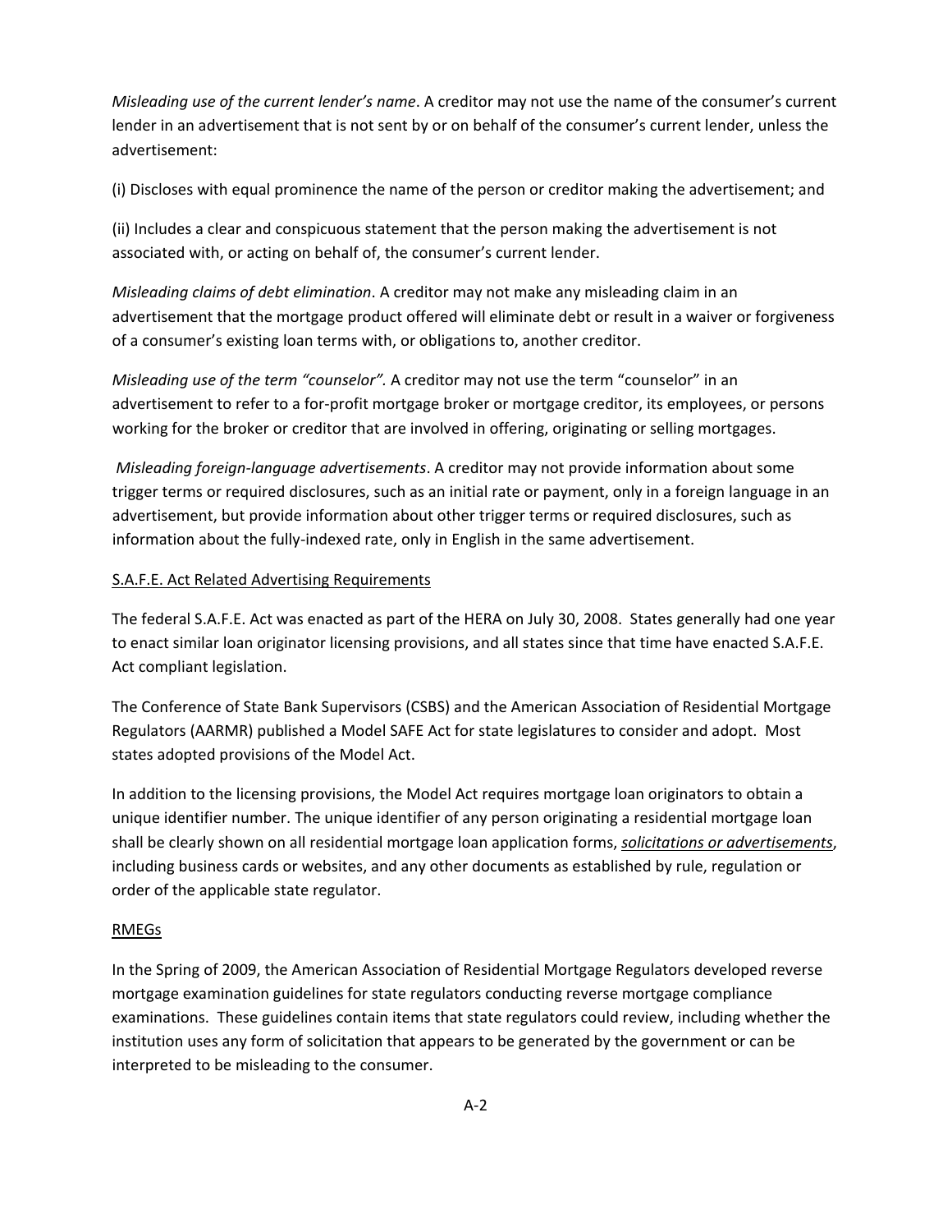*Misleading use of the current lender's name*. A creditor may not use the name of the consumer's current lender in an advertisement that is not sent by or on behalf of the consumer's current lender, unless the advertisement:

(i) Discloses with equal prominence the name of the person or creditor making the advertisement; and

(ii) Includes a clear and conspicuous statement that the person making the advertisement is not associated with, or acting on behalf of, the consumer's current lender.

*Misleading claims of debt elimination*. A creditor may not make any misleading claim in an advertisement that the mortgage product offered will eliminate debt or result in a waiver or forgiveness of a consumer's existing loan terms with, or obligations to, another creditor.

*Misleading use of the term "counselor".* A creditor may not use the term "counselor" in an advertisement to refer to a for-profit mortgage broker or mortgage creditor, its employees, or persons working for the broker or creditor that are involved in offering, originating or selling mortgages.

*Misleading foreign-language advertisements*. A creditor may not provide information about some trigger terms or required disclosures, such as an initial rate or payment, only in a foreign language in an advertisement, but provide information about other trigger terms or required disclosures, such as information about the fully-indexed rate, only in English in the same advertisement.

<u>S.A.F.E. Act Related Advertising Requirements</u>

The federal S.A.F.E. Act was enacted as part of the HERA on July 30, 2008. States generally had one year to enact similar loan originator licensing provisions, and all states since that time have enacted S.A.F.E. Act compliant legislation.

The Conference of State Bank Supervisors (CSBS) and the American Association of Residential Mortgage Regulators (AARMR) published a Model SAFE Act for state legislatures to consider and adopt. Most states adopted provisions of the Model Act.

In addition to the licensing provisions, the Model Act requires mortgage loan originators to obtain a unique identifier number. The unique identifier of any person originating a residential mortgage loan shall be clearly shown on all residential mortgage loan application forms, ***<u>solicitations or advertisements</u>***, including business cards or websites, and any other documents as established by rule, regulation or order of the applicable state regulator.

<u>RMEGs</u>

In the Spring of 2009, the American Association of Residential Mortgage Regulators developed reverse mortgage examination guidelines for state regulators conducting reverse mortgage compliance examinations. These guidelines contain items that state regulators could review, including whether the institution uses any form of solicitation that appears to be generated by the government or can be interpreted to be misleading to the consumer.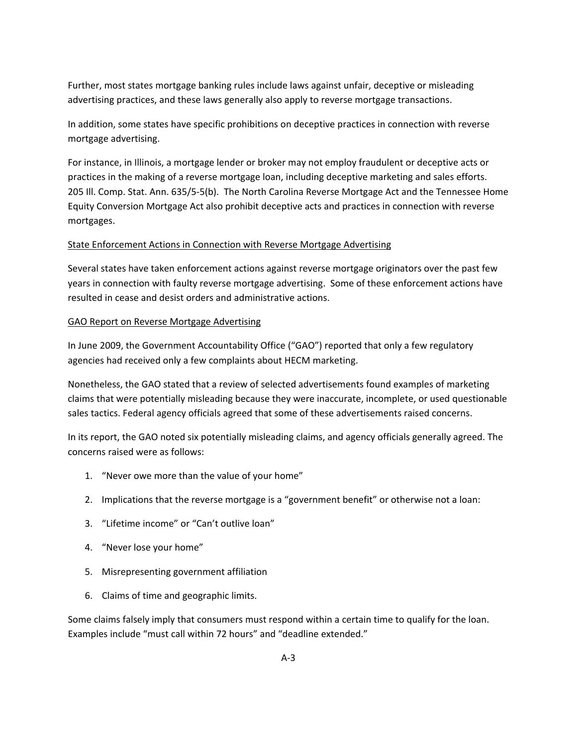Further, most states mortgage banking rules include laws against unfair, deceptive or misleading advertising practices, and these laws generally also apply to reverse mortgage transactions.

In addition, some states have specific prohibitions on deceptive practices in connection with reverse mortgage advertising.

For instance, in Illinois, a mortgage lender or broker may not employ fraudulent or deceptive acts or practices in the making of a reverse mortgage loan, including deceptive marketing and sales efforts. 205 Ill. Comp. Stat. Ann. 635/5-5(b). The North Carolina Reverse Mortgage Act and the Tennessee Home Equity Conversion Mortgage Act also prohibit deceptive acts and practices in connection with reverse mortgages.

<u>State Enforcement Actions in Connection with Reverse Mortgage Advertising</u>

Several states have taken enforcement actions against reverse mortgage originators over the past few years in connection with faulty reverse mortgage advertising. Some of these enforcement actions have resulted in cease and desist orders and administrative actions.

<u>GAO Report on Reverse Mortgage Advertising</u>

In June 2009, the Government Accountability Office ("GAO") reported that only a few regulatory agencies had received only a few complaints about HECM marketing.

Nonetheless, the GAO stated that a review of selected advertisements found examples of marketing claims that were potentially misleading because they were inaccurate, incomplete, or used questionable sales tactics. Federal agency officials agreed that some of these advertisements raised concerns.

In its report, the GAO noted six potentially misleading claims, and agency officials generally agreed. The concerns raised were as follows:

1. "Never owe more than the value of your home"
2. Implications that the reverse mortgage is a "government benefit" or otherwise not a loan:
3. "Lifetime income" or "Can't outlive loan"
4. "Never lose your home"
5. Misrepresenting government affiliation
6. Claims of time and geographic limits.

Some claims falsely imply that consumers must respond within a certain time to qualify for the loan. Examples include "must call within 72 hours" and "deadline extended."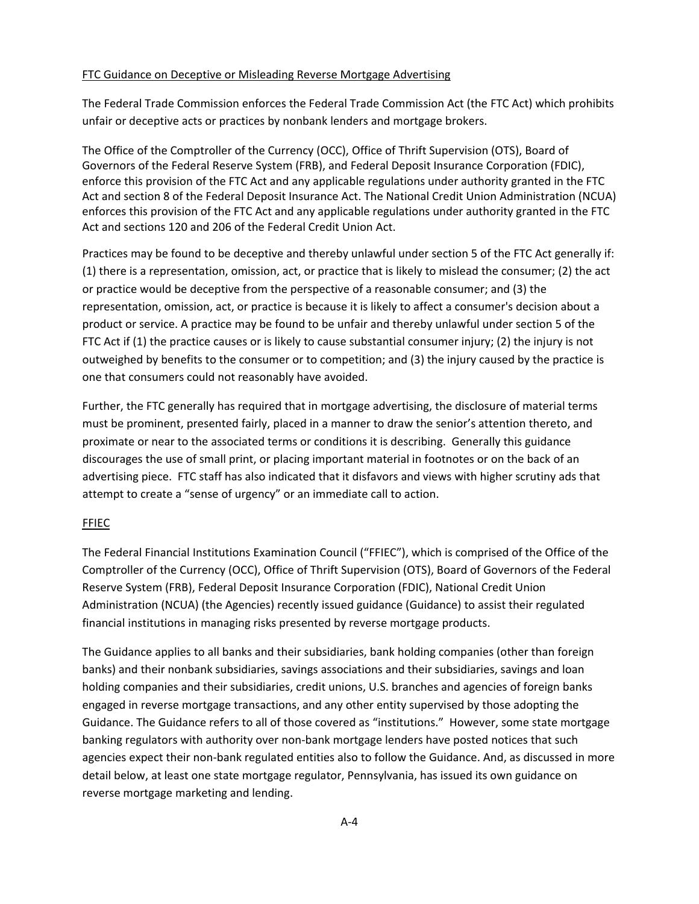FTC Guidance on Deceptive or Misleading Reverse Mortgage Advertising

The Federal Trade Commission enforces the Federal Trade Commission Act (the FTC Act) which prohibits unfair or deceptive acts or practices by nonbank lenders and mortgage brokers.

The Office of the Comptroller of the Currency (OCC), Office of Thrift Supervision (OTS), Board of Governors of the Federal Reserve System (FRB), and Federal Deposit Insurance Corporation (FDIC), enforce this provision of the FTC Act and any applicable regulations under authority granted in the FTC Act and section 8 of the Federal Deposit Insurance Act. The National Credit Union Administration (NCUA) enforces this provision of the FTC Act and any applicable regulations under authority granted in the FTC Act and sections 120 and 206 of the Federal Credit Union Act.

Practices may be found to be deceptive and thereby unlawful under section 5 of the FTC Act generally if: (1) there is a representation, omission, act, or practice that is likely to mislead the consumer; (2) the act or practice would be deceptive from the perspective of a reasonable consumer; and (3) the representation, omission, act, or practice is because it is likely to affect a consumer's decision about a product or service. A practice may be found to be unfair and thereby unlawful under section 5 of the FTC Act if (1) the practice causes or is likely to cause substantial consumer injury; (2) the injury is not outweighed by benefits to the consumer or to competition; and (3) the injury caused by the practice is one that consumers could not reasonably have avoided.

Further, the FTC generally has required that in mortgage advertising, the disclosure of material terms must be prominent, presented fairly, placed in a manner to draw the senior's attention thereto, and proximate or near to the associated terms or conditions it is describing. Generally this guidance discourages the use of small print, or placing important material in footnotes or on the back of an advertising piece. FTC staff has also indicated that it disfavors and views with higher scrutiny ads that attempt to create a "sense of urgency" or an immediate call to action.

FFIEC

The Federal Financial Institutions Examination Council ("FFIEC"), which is comprised of the Office of the Comptroller of the Currency (OCC), Office of Thrift Supervision (OTS), Board of Governors of the Federal Reserve System (FRB), Federal Deposit Insurance Corporation (FDIC), National Credit Union Administration (NCUA) (the Agencies) recently issued guidance (Guidance) to assist their regulated financial institutions in managing risks presented by reverse mortgage products.

The Guidance applies to all banks and their subsidiaries, bank holding companies (other than foreign banks) and their nonbank subsidiaries, savings associations and their subsidiaries, savings and loan holding companies and their subsidiaries, credit unions, U.S. branches and agencies of foreign banks engaged in reverse mortgage transactions, and any other entity supervised by those adopting the Guidance. The Guidance refers to all of those covered as "institutions." However, some state mortgage banking regulators with authority over non-bank mortgage lenders have posted notices that such agencies expect their non-bank regulated entities also to follow the Guidance. And, as discussed in more detail below, at least one state mortgage regulator, Pennsylvania, has issued its own guidance on reverse mortgage marketing and lending.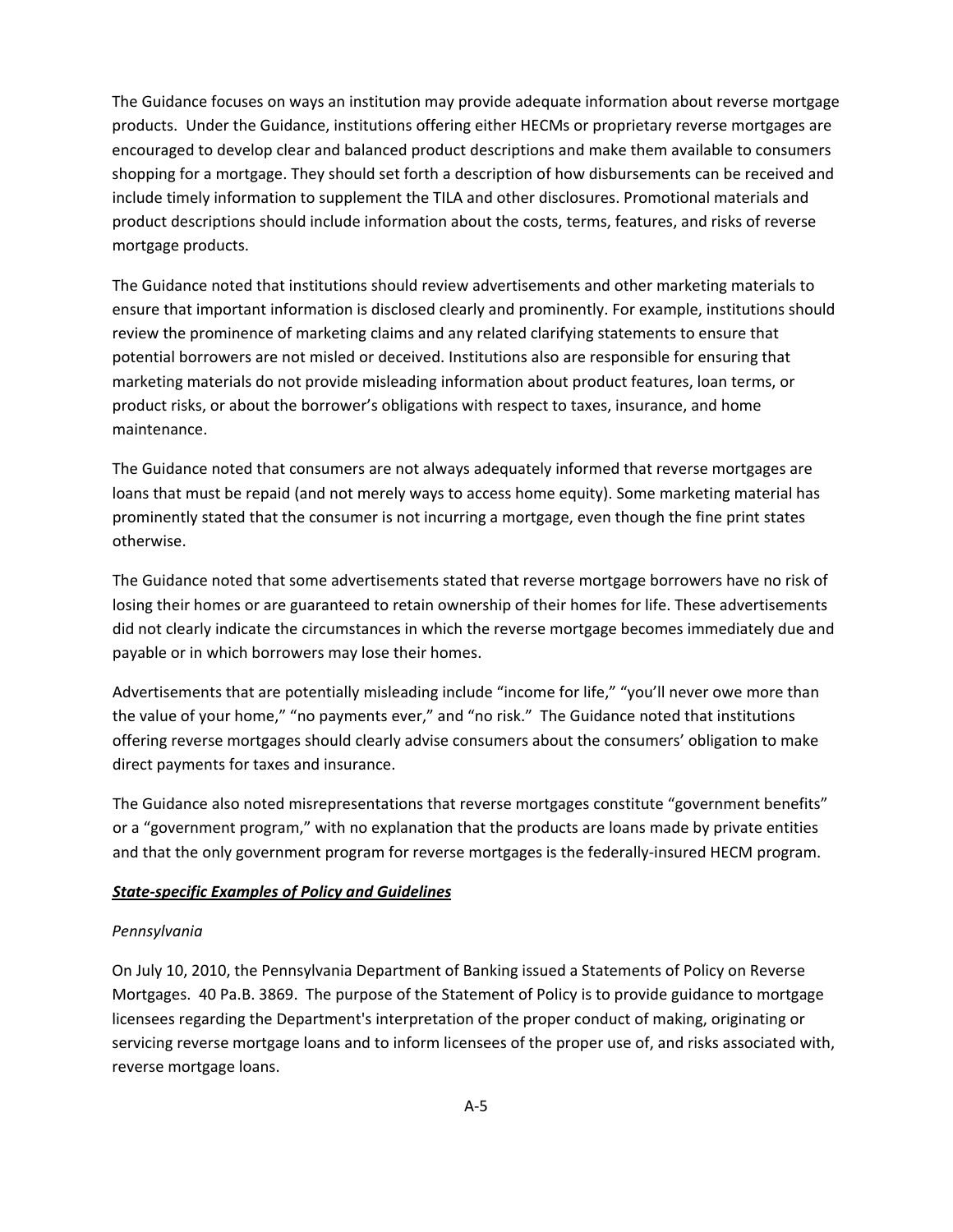The Guidance focuses on ways an institution may provide adequate information about reverse mortgage products. Under the Guidance, institutions offering either HECMs or proprietary reverse mortgages are encouraged to develop clear and balanced product descriptions and make them available to consumers shopping for a mortgage. They should set forth a description of how disbursements can be received and include timely information to supplement the TILA and other disclosures. Promotional materials and product descriptions should include information about the costs, terms, features, and risks of reverse mortgage products.

The Guidance noted that institutions should review advertisements and other marketing materials to ensure that important information is disclosed clearly and prominently. For example, institutions should review the prominence of marketing claims and any related clarifying statements to ensure that potential borrowers are not misled or deceived. Institutions also are responsible for ensuring that marketing materials do not provide misleading information about product features, loan terms, or product risks, or about the borrower's obligations with respect to taxes, insurance, and home maintenance.

The Guidance noted that consumers are not always adequately informed that reverse mortgages are loans that must be repaid (and not merely ways to access home equity). Some marketing material has prominently stated that the consumer is not incurring a mortgage, even though the fine print states otherwise.

The Guidance noted that some advertisements stated that reverse mortgage borrowers have no risk of losing their homes or are guaranteed to retain ownership of their homes for life. These advertisements did not clearly indicate the circumstances in which the reverse mortgage becomes immediately due and payable or in which borrowers may lose their homes.

Advertisements that are potentially misleading include "income for life," "you'll never owe more than the value of your home," "no payments ever," and "no risk." The Guidance noted that institutions offering reverse mortgages should clearly advise consumers about the consumers' obligation to make direct payments for taxes and insurance.

The Guidance also noted misrepresentations that reverse mortgages constitute "government benefits" or a "government program," with no explanation that the products are loans made by private entities and that the only government program for reverse mortgages is the federally-insured HECM program.

***<u>State-specific Examples of Policy and Guidelines</u>***

*Pennsylvania*

On July 10, 2010, the Pennsylvania Department of Banking issued a Statements of Policy on Reverse Mortgages. 40 Pa.B. 3869. The purpose of the Statement of Policy is to provide guidance to mortgage licensees regarding the Department's interpretation of the proper conduct of making, originating or servicing reverse mortgage loans and to inform licensees of the proper use of, and risks associated with, reverse mortgage loans.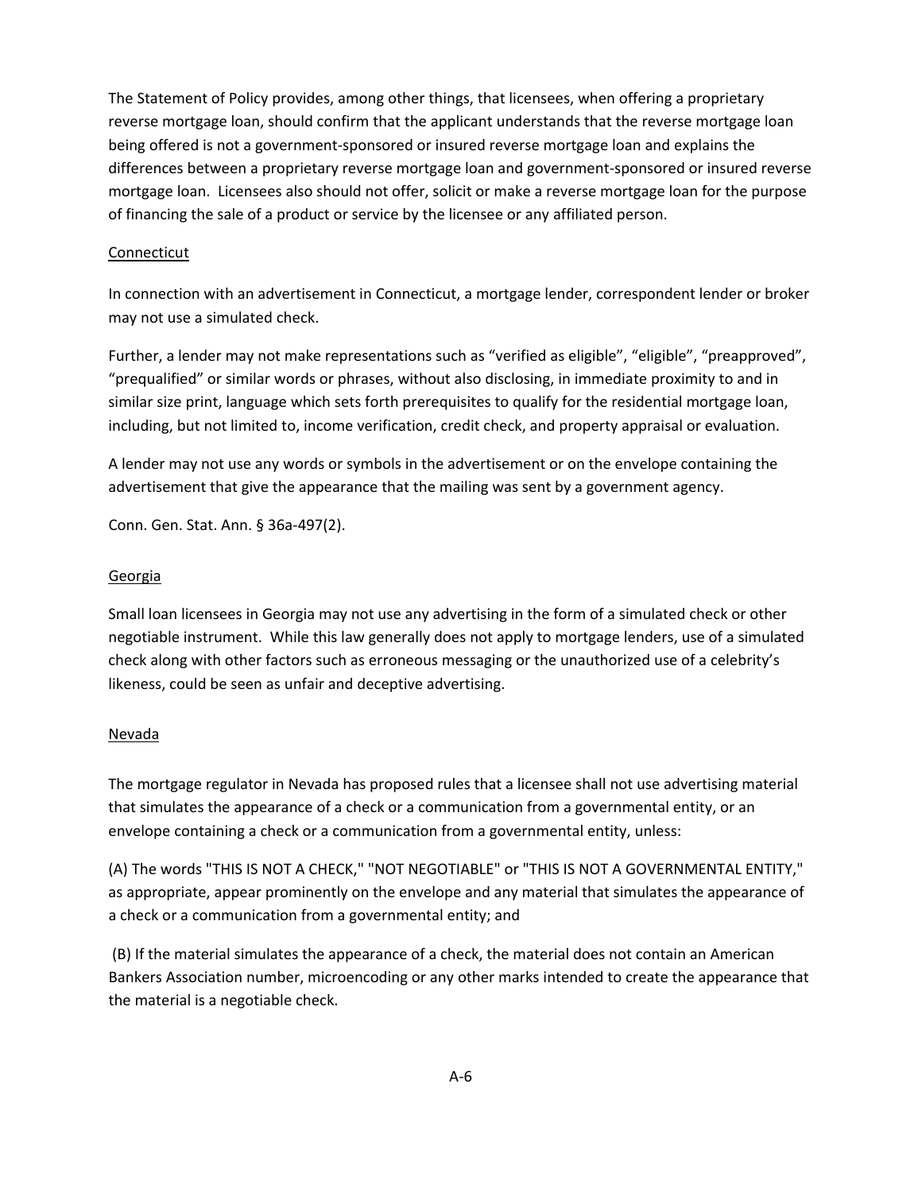The Statement of Policy provides, among other things, that licensees, when offering a proprietary reverse mortgage loan, should confirm that the applicant understands that the reverse mortgage loan being offered is not a government-sponsored or insured reverse mortgage loan and explains the differences between a proprietary reverse mortgage loan and government-sponsored or insured reverse mortgage loan. Licensees also should not offer, solicit or make a reverse mortgage loan for the purpose of financing the sale of a product or service by the licensee or any affiliated person.

Connecticut

In connection with an advertisement in Connecticut, a mortgage lender, correspondent lender or broker may not use a simulated check.

Further, a lender may not make representations such as "verified as eligible", "eligible", "preapproved", "prequalified" or similar words or phrases, without also disclosing, in immediate proximity to and in similar size print, language which sets forth prerequisites to qualify for the residential mortgage loan, including, but not limited to, income verification, credit check, and property appraisal or evaluation.

A lender may not use any words or symbols in the advertisement or on the envelope containing the advertisement that give the appearance that the mailing was sent by a government agency.

Conn. Gen. Stat. Ann. § 36a-497(2).

Georgia

Small loan licensees in Georgia may not use any advertising in the form of a simulated check or other negotiable instrument. While this law generally does not apply to mortgage lenders, use of a simulated check along with other factors such as erroneous messaging or the unauthorized use of a celebrity's likeness, could be seen as unfair and deceptive advertising.

Nevada

The mortgage regulator in Nevada has proposed rules that a licensee shall not use advertising material that simulates the appearance of a check or a communication from a governmental entity, or an envelope containing a check or a communication from a governmental entity, unless:

(A) The words "THIS IS NOT A CHECK," "NOT NEGOTIABLE" or "THIS IS NOT A GOVERNMENTAL ENTITY," as appropriate, appear prominently on the envelope and any material that simulates the appearance of a check or a communication from a governmental entity; and

(B) If the material simulates the appearance of a check, the material does not contain an American Bankers Association number, microencoding or any other marks intended to create the appearance that the material is a negotiable check.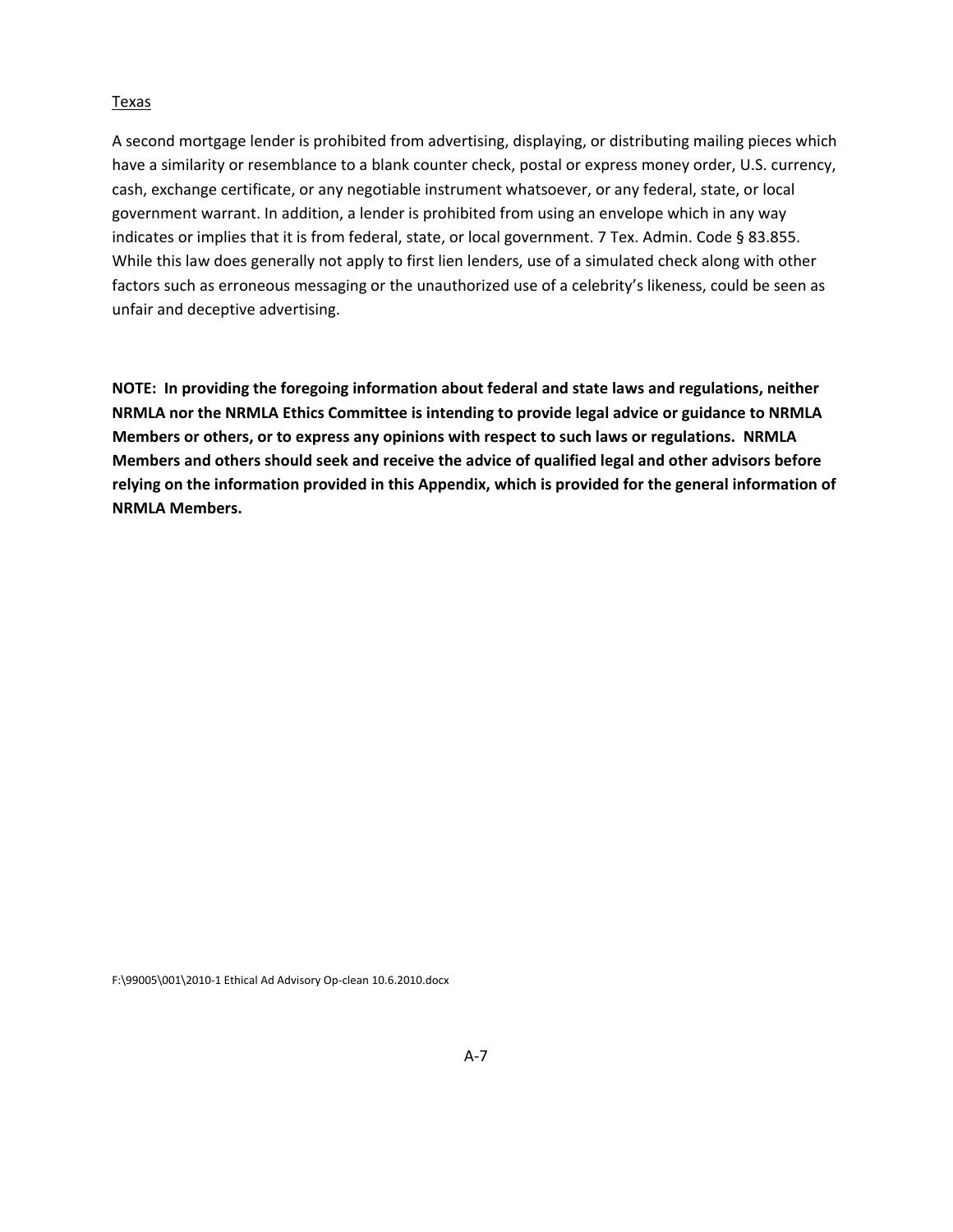Texas

A second mortgage lender is prohibited from advertising, displaying, or distributing mailing pieces which have a similarity or resemblance to a blank counter check, postal or express money order, U.S. currency, cash, exchange certificate, or any negotiable instrument whatsoever, or any federal, state, or local government warrant. In addition, a lender is prohibited from using an envelope which in any way indicates or implies that it is from federal, state, or local government. 7 Tex. Admin. Code § 83.855. While this law does generally not apply to first lien lenders, use of a simulated check along with other factors such as erroneous messaging or the unauthorized use of a celebrity's likeness, could be seen as unfair and deceptive advertising.

**NOTE: In providing the foregoing information about federal and state laws and regulations, neither NRMLA nor the NRMLA Ethics Committee is intending to provide legal advice or guidance to NRMLA Members or others, or to express any opinions with respect to such laws or regulations. NRMLA Members and others should seek and receive the advice of qualified legal and other advisors before relying on the information provided in this Appendix, which is provided for the general information of NRMLA Members.**

F:\99005\001\2010-1 Ethical Ad Advisory Op-clean 10.6.2010.docx